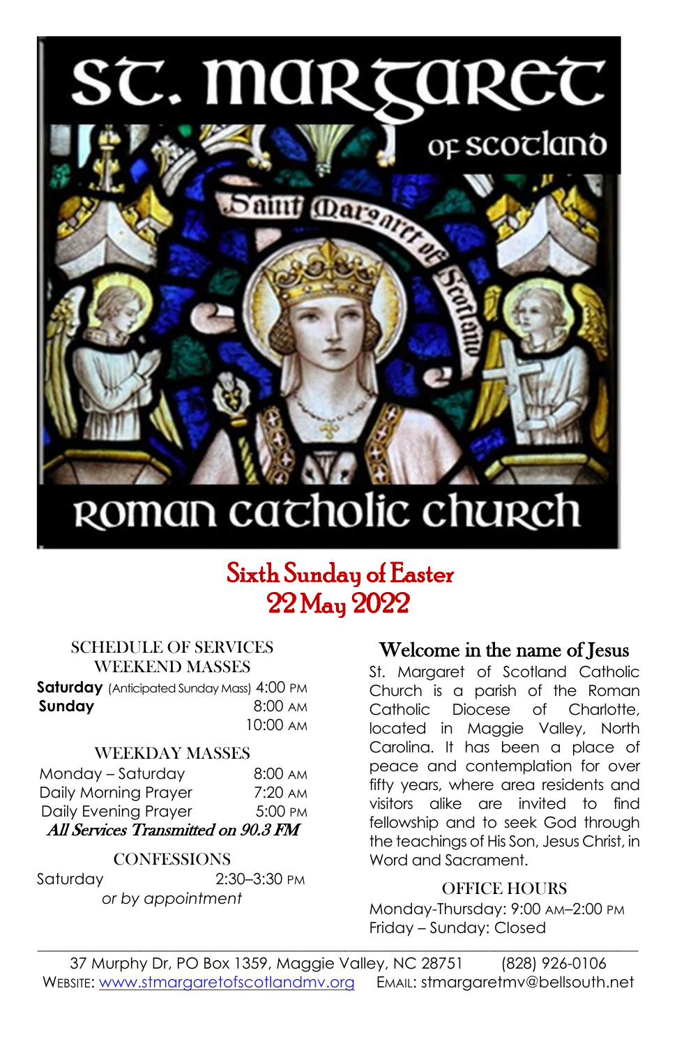# St. Margaret of Scotland

## Roman Catholic Church

## Sixth Sunday of Easter
## 22 May 2022

### SCHEDULE OF SERVICES

#### WEEKEND MASSES

| | |
|---|---|
| **Saturday** (Anticipated Sunday Mass) | 4:00 PM |
| **Sunday** | 8:00 AM |
| | 10:00 AM |

#### WEEKDAY MASSES

| | |
|---|---|
| Monday – Saturday | 8:00 AM |
| Daily Morning Prayer | 7:20 AM |
| Daily Evening Prayer | 5:00 PM |

***All Services Transmitted on 90.3 FM***

#### CONFESSIONS

Saturday 2:30–3:30 PM

*or by appointment*

### Welcome in the name of Jesus

St. Margaret of Scotland Catholic Church is a parish of the Roman Catholic Diocese of Charlotte, located in Maggie Valley, North Carolina. It has been a place of peace and contemplation for over fifty years, where area residents and visitors alike are invited to find fellowship and to seek God through the teachings of His Son, Jesus Christ, in Word and Sacrament.

#### OFFICE HOURS

Monday-Thursday: 9:00 AM–2:00 PM

Friday – Sunday: Closed

---

37 Murphy Dr, PO Box 1359, Maggie Valley, NC 28751 (828) 926-0106

WEBSITE: www.stmargaretofscotlandmv.org EMAIL: stmargaretmv@bellsouth.net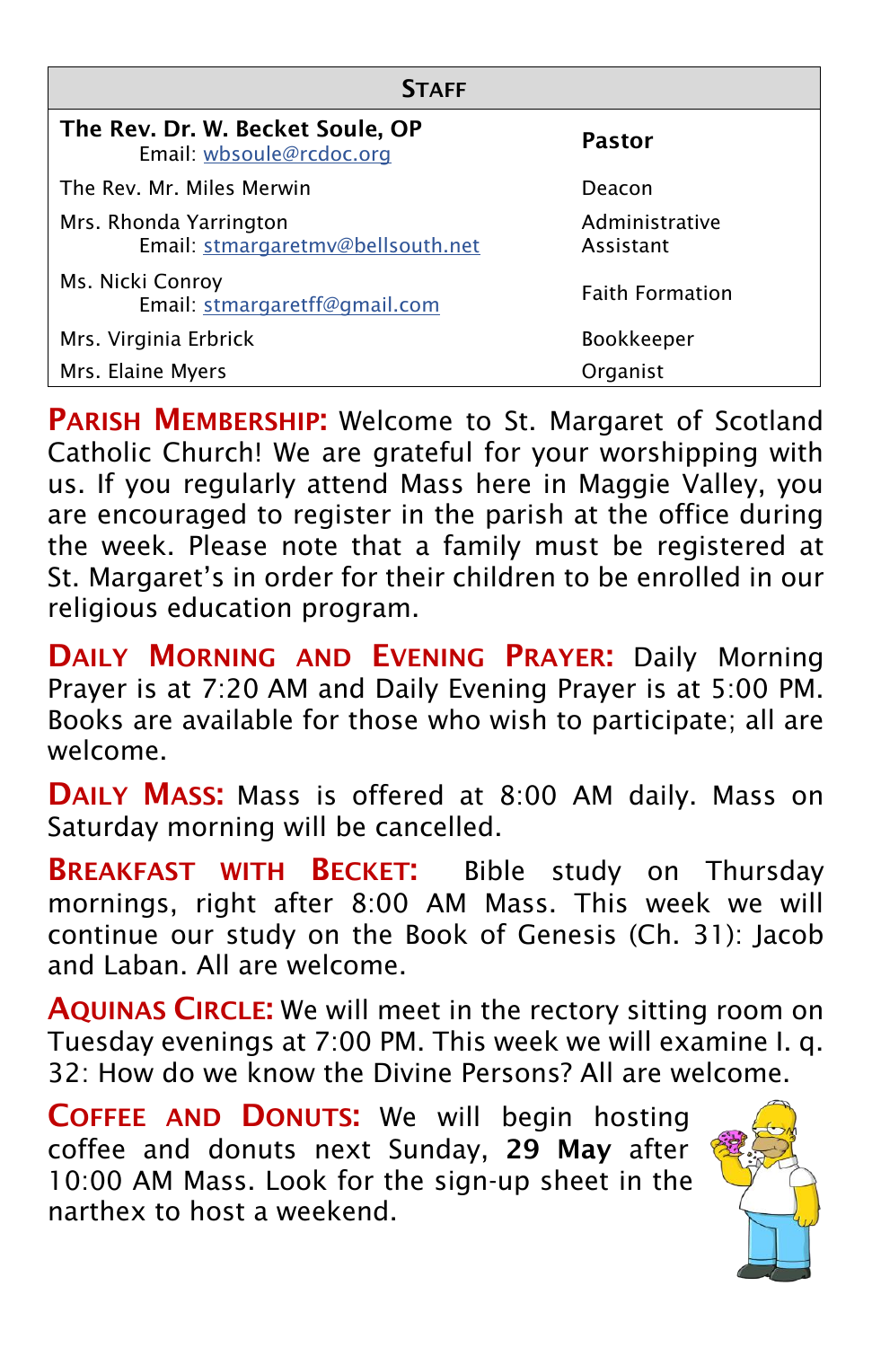| STAFF | |
|---|---|
| **The Rev. Dr. W. Becket Soule, OP** Email: wbsoule@rcdoc.org | **Pastor** |
| The Rev. Mr. Miles Merwin | Deacon |
| Mrs. Rhonda Yarrington Email: stmargaretmv@bellsouth.net | Administrative Assistant |
| Ms. Nicki Conroy Email: stmargaretff@gmail.com | Faith Formation |
| Mrs. Virginia Erbrick | Bookkeeper |
| Mrs. Elaine Myers | Organist |

**PARISH MEMBERSHIP:** Welcome to St. Margaret of Scotland Catholic Church! We are grateful for your worshipping with us. If you regularly attend Mass here in Maggie Valley, you are encouraged to register in the parish at the office during the week. Please note that a family must be registered at St. Margaret's in order for their children to be enrolled in our religious education program.

**DAILY MORNING AND EVENING PRAYER:** Daily Morning Prayer is at 7:20 AM and Daily Evening Prayer is at 5:00 PM. Books are available for those who wish to participate; all are welcome.

**DAILY MASS:** Mass is offered at 8:00 AM daily. Mass on Saturday morning will be cancelled.

**BREAKFAST WITH BECKET:** Bible study on Thursday mornings, right after 8:00 AM Mass. This week we will continue our study on the Book of Genesis (Ch. 31): Jacob and Laban. All are welcome.

**AQUINAS CIRCLE:** We will meet in the rectory sitting room on Tuesday evenings at 7:00 PM. This week we will examine I. q. 32: How do we know the Divine Persons? All are welcome.

**COFFEE AND DONUTS:** We will begin hosting coffee and donuts next Sunday, **29 May** after 10:00 AM Mass. Look for the sign-up sheet in the narthex to host a weekend.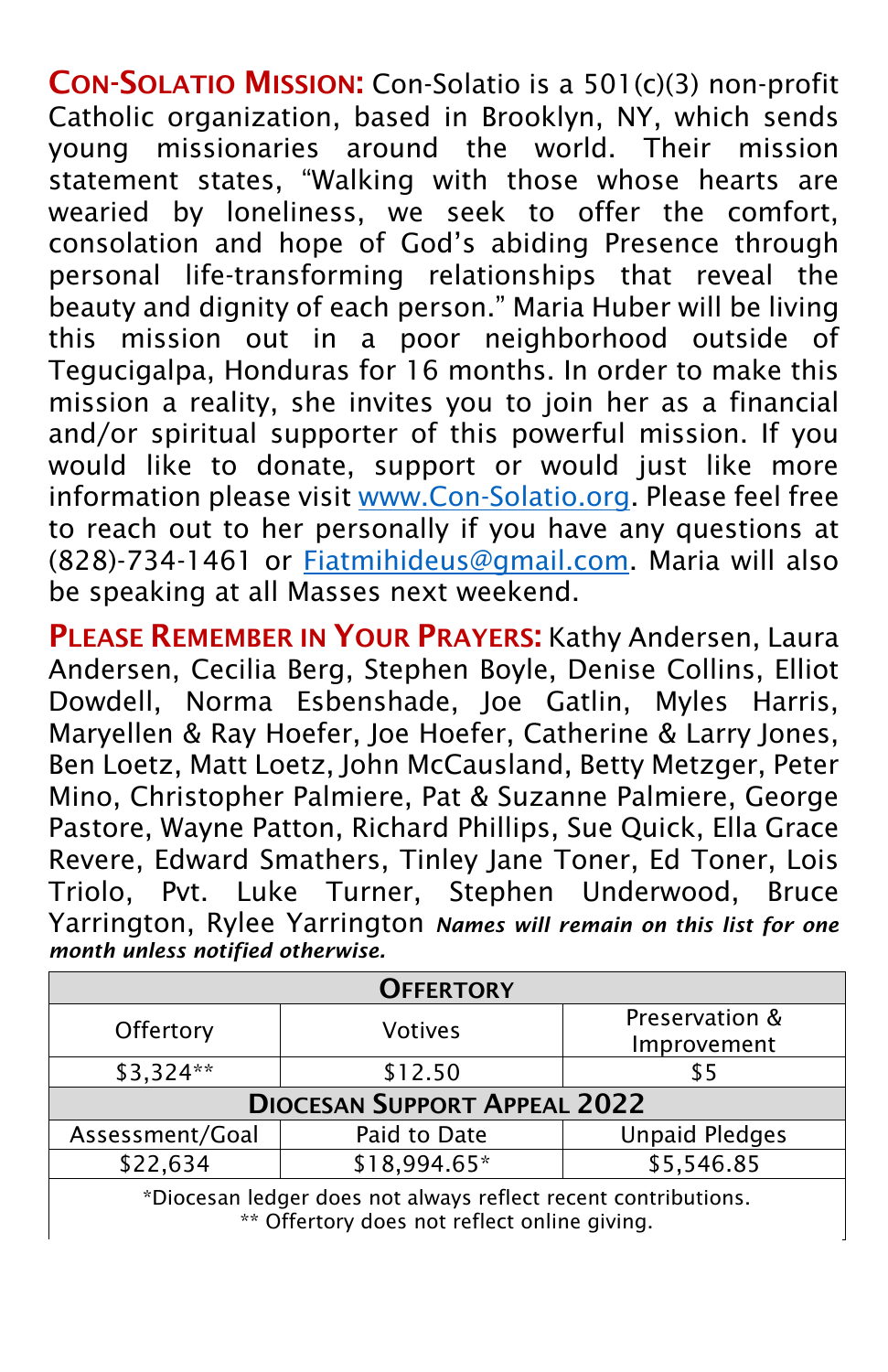**CON-SOLATIO MISSION:** Con-Solatio is a 501(c)(3) non-profit Catholic organization, based in Brooklyn, NY, which sends young missionaries around the world. Their mission statement states, "Walking with those whose hearts are wearied by loneliness, we seek to offer the comfort, consolation and hope of God's abiding Presence through personal life-transforming relationships that reveal the beauty and dignity of each person." Maria Huber will be living this mission out in a poor neighborhood outside of Tegucigalpa, Honduras for 16 months. In order to make this mission a reality, she invites you to join her as a financial and/or spiritual supporter of this powerful mission. If you would like to donate, support or would just like more information please visit www.Con-Solatio.org. Please feel free to reach out to her personally if you have any questions at (828)-734-1461 or Fiatmihideus@gmail.com. Maria will also be speaking at all Masses next weekend.

**PLEASE REMEMBER IN YOUR PRAYERS:** Kathy Andersen, Laura Andersen, Cecilia Berg, Stephen Boyle, Denise Collins, Elliot Dowdell, Norma Esbenshade, Joe Gatlin, Myles Harris, Maryellen & Ray Hoefer, Joe Hoefer, Catherine & Larry Jones, Ben Loetz, Matt Loetz, John McCausland, Betty Metzger, Peter Mino, Christopher Palmiere, Pat & Suzanne Palmiere, George Pastore, Wayne Patton, Richard Phillips, Sue Quick, Ella Grace Revere, Edward Smathers, Tinley Jane Toner, Ed Toner, Lois Triolo, Pvt. Luke Turner, Stephen Underwood, Bruce Yarrington, Rylee Yarrington ***Names will remain on this list for one month unless notified otherwise.***

| **OFFERTORY** | | |
|---|---|---|
| Offertory | Votives | Preservation & Improvement |
| $3,324** | $12.50 | $5 |
| **DIOCESAN SUPPORT APPEAL 2022** | | |
| Assessment/Goal | Paid to Date | Unpaid Pledges |
| $22,634 | $18,994.65* | $5,546.85 |

*Diocesan ledger does not always reflect recent contributions.
** Offertory does not reflect online giving.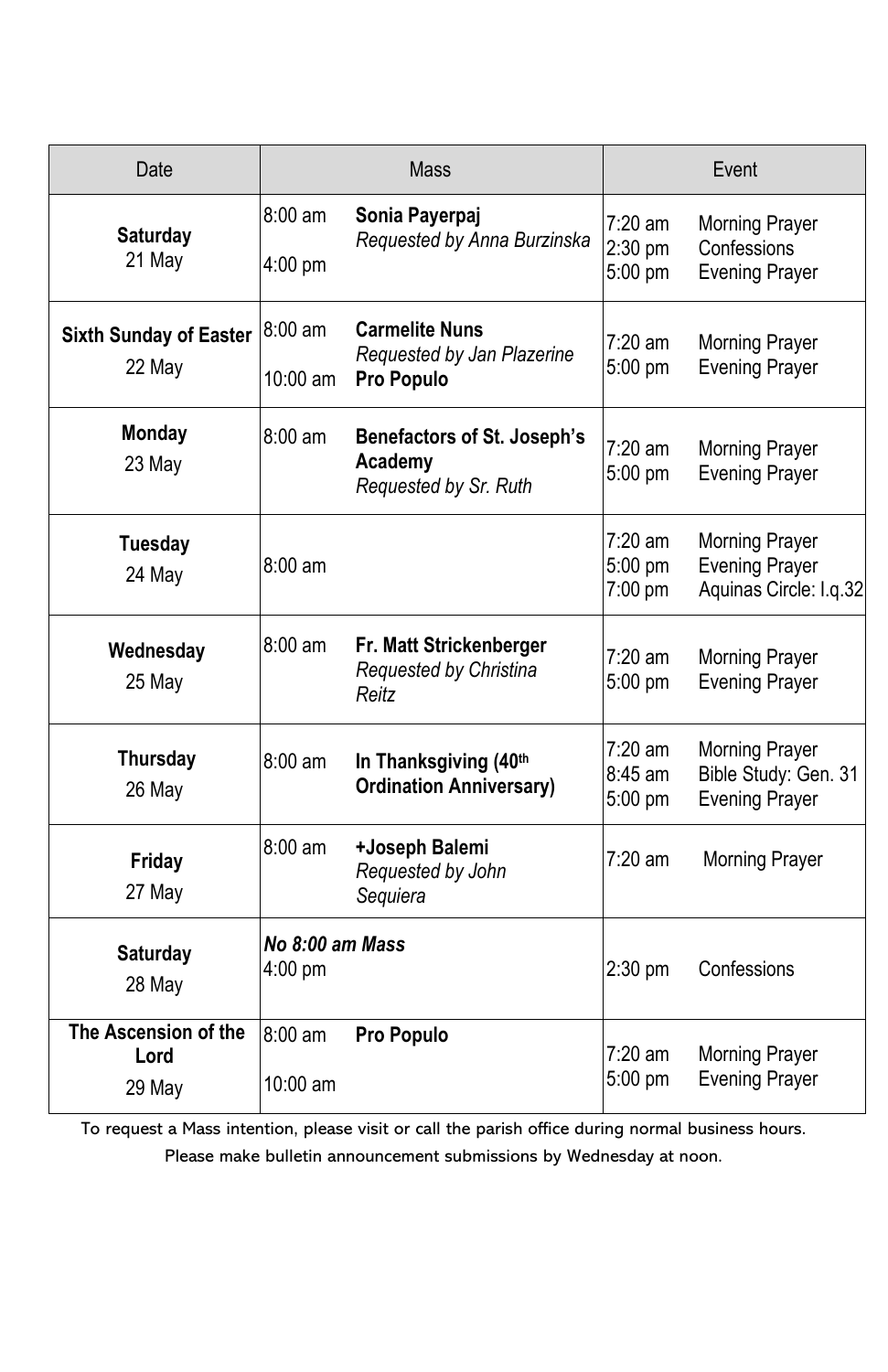| Date | Mass | Event |
|---|---|---|
| **Saturday** 21 May | 8:00 am **Sonia Payerpaj** *Requested by Anna Burzinska*<br>4:00 pm | 7:20 am Morning Prayer<br>2:30 pm Confessions<br>5:00 pm Evening Prayer |
| **Sixth Sunday of Easter** 22 May | 8:00 am **Carmelite Nuns** *Requested by Jan Plazerine*<br>10:00 am **Pro Populo** | 7:20 am Morning Prayer<br>5:00 pm Evening Prayer |
| **Monday** 23 May | 8:00 am **Benefactors of St. Joseph's Academy** *Requested by Sr. Ruth* | 7:20 am Morning Prayer<br>5:00 pm Evening Prayer |
| **Tuesday** 24 May | 8:00 am | 7:20 am Morning Prayer<br>5:00 pm Evening Prayer<br>7:00 pm Aquinas Circle: I.q.32 |
| **Wednesday** 25 May | 8:00 am **Fr. Matt Strickenberger** *Requested by Christina Reitz* | 7:20 am Morning Prayer<br>5:00 pm Evening Prayer |
| **Thursday** 26 May | 8:00 am **In Thanksgiving (40th Ordination Anniversary)** | 7:20 am Morning Prayer<br>8:45 am Bible Study: Gen. 31<br>5:00 pm Evening Prayer |
| **Friday** 27 May | 8:00 am **+Joseph Balemi** *Requested by John Sequiera* | 7:20 am Morning Prayer |
| **Saturday** 28 May | ***No 8:00 am Mass***<br>4:00 pm | 2:30 pm Confessions |
| **The Ascension of the Lord** 29 May | 8:00 am **Pro Populo**<br>10:00 am | 7:20 am Morning Prayer<br>5:00 pm Evening Prayer |

To request a Mass intention, please visit or call the parish office during normal business hours.

Please make bulletin announcement submissions by Wednesday at noon.